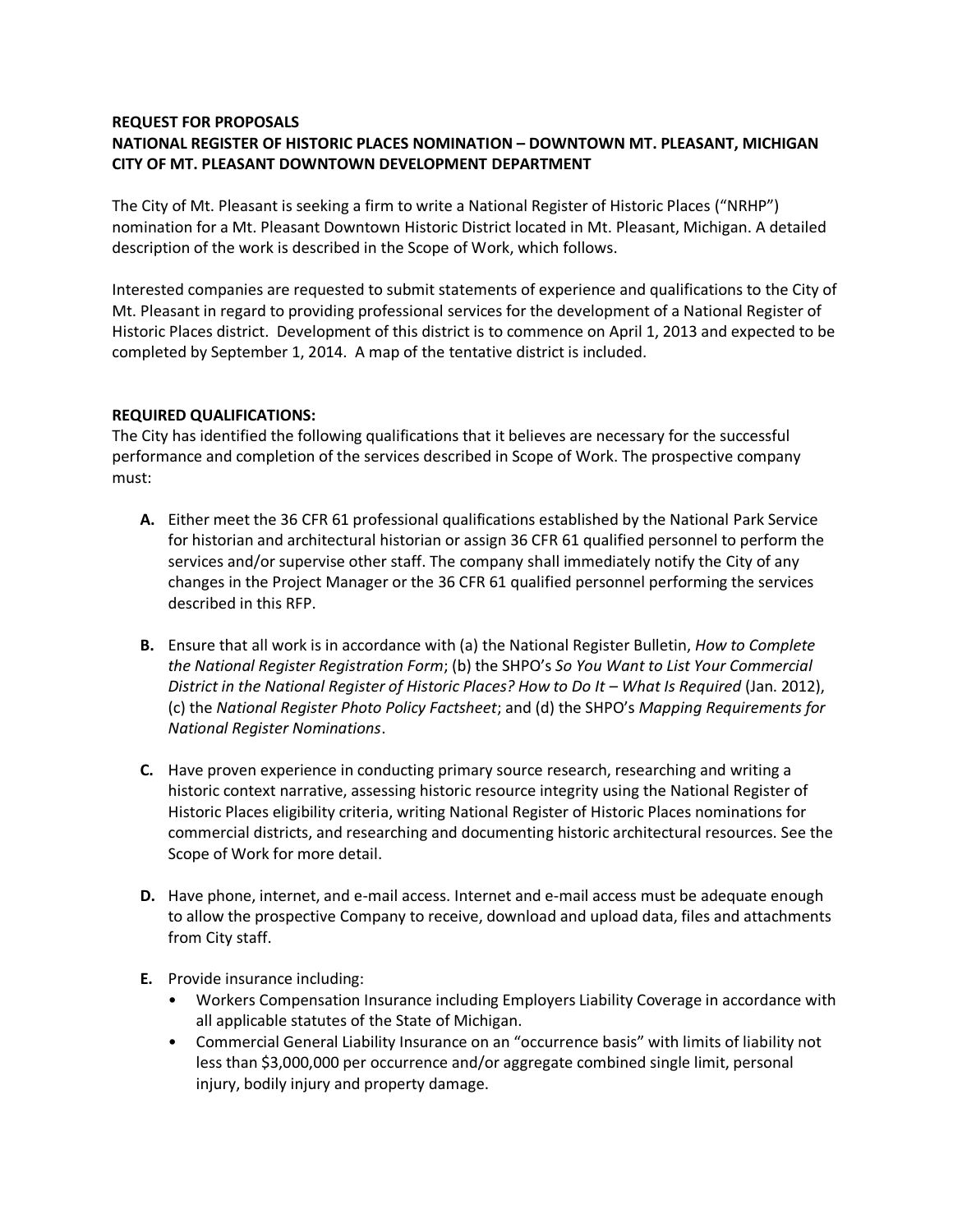**REQUEST FOR PROPOSALS**
**NATIONAL REGISTER OF HISTORIC PLACES NOMINATION – DOWNTOWN MT. PLEASANT, MICHIGAN**
**CITY OF MT. PLEASANT DOWNTOWN DEVELOPMENT DEPARTMENT**

The City of Mt. Pleasant is seeking a firm to write a National Register of Historic Places ("NRHP") nomination for a Mt. Pleasant Downtown Historic District located in Mt. Pleasant, Michigan. A detailed description of the work is described in the Scope of Work, which follows.

Interested companies are requested to submit statements of experience and qualifications to the City of Mt. Pleasant in regard to providing professional services for the development of a National Register of Historic Places district. Development of this district is to commence on April 1, 2013 and expected to be completed by September 1, 2014. A map of the tentative district is included.

**REQUIRED QUALIFICATIONS:**
The City has identified the following qualifications that it believes are necessary for the successful performance and completion of the services described in Scope of Work. The prospective company must:

- **A.** Either meet the 36 CFR 61 professional qualifications established by the National Park Service for historian and architectural historian or assign 36 CFR 61 qualified personnel to perform the services and/or supervise other staff. The company shall immediately notify the City of any changes in the Project Manager or the 36 CFR 61 qualified personnel performing the services described in this RFP.

- **B.** Ensure that all work is in accordance with (a) the National Register Bulletin, *How to Complete the National Register Registration Form*; (b) the SHPO's *So You Want to List Your Commercial District in the National Register of Historic Places? How to Do It – What Is Required* (Jan. 2012), (c) the *National Register Photo Policy Factsheet*; and (d) the SHPO's *Mapping Requirements for National Register Nominations*.

- **C.** Have proven experience in conducting primary source research, researching and writing a historic context narrative, assessing historic resource integrity using the National Register of Historic Places eligibility criteria, writing National Register of Historic Places nominations for commercial districts, and researching and documenting historic architectural resources. See the Scope of Work for more detail.

- **D.** Have phone, internet, and e-mail access. Internet and e-mail access must be adequate enough to allow the prospective Company to receive, download and upload data, files and attachments from City staff.

- **E.** Provide insurance including:
  - Workers Compensation Insurance including Employers Liability Coverage in accordance with all applicable statutes of the State of Michigan.
  - Commercial General Liability Insurance on an "occurrence basis" with limits of liability not less than $3,000,000 per occurrence and/or aggregate combined single limit, personal injury, bodily injury and property damage.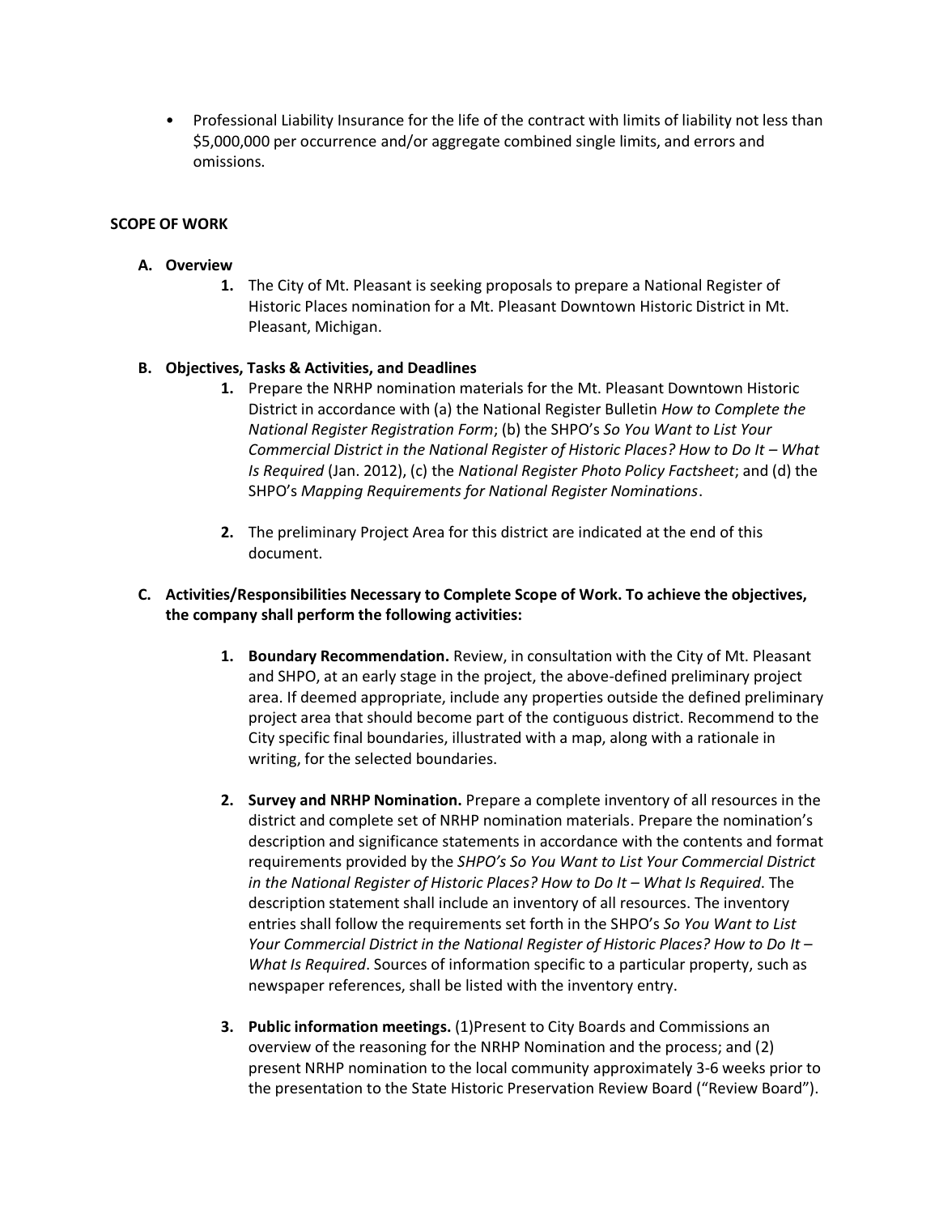- Professional Liability Insurance for the life of the contract with limits of liability not less than $5,000,000 per occurrence and/or aggregate combined single limits, and errors and omissions.

**SCOPE OF WORK**

**A. Overview**

1. The City of Mt. Pleasant is seeking proposals to prepare a National Register of Historic Places nomination for a Mt. Pleasant Downtown Historic District in Mt. Pleasant, Michigan.

**B. Objectives, Tasks & Activities, and Deadlines**

1. Prepare the NRHP nomination materials for the Mt. Pleasant Downtown Historic District in accordance with (a) the National Register Bulletin *How to Complete the National Register Registration Form*; (b) the SHPO's *So You Want to List Your Commercial District in the National Register of Historic Places? How to Do It – What Is Required* (Jan. 2012), (c) the *National Register Photo Policy Factsheet*; and (d) the SHPO's *Mapping Requirements for National Register Nominations*.

2. The preliminary Project Area for this district are indicated at the end of this document.

**C. Activities/Responsibilities Necessary to Complete Scope of Work. To achieve the objectives, the company shall perform the following activities:**

1. **Boundary Recommendation.** Review, in consultation with the City of Mt. Pleasant and SHPO, at an early stage in the project, the above-defined preliminary project area. If deemed appropriate, include any properties outside the defined preliminary project area that should become part of the contiguous district. Recommend to the City specific final boundaries, illustrated with a map, along with a rationale in writing, for the selected boundaries.

2. **Survey and NRHP Nomination.** Prepare a complete inventory of all resources in the district and complete set of NRHP nomination materials. Prepare the nomination's description and significance statements in accordance with the contents and format requirements provided by the *SHPO's So You Want to List Your Commercial District in the National Register of Historic Places? How to Do It – What Is Required*. The description statement shall include an inventory of all resources. The inventory entries shall follow the requirements set forth in the SHPO's *So You Want to List Your Commercial District in the National Register of Historic Places? How to Do It – What Is Required*. Sources of information specific to a particular property, such as newspaper references, shall be listed with the inventory entry.

3. **Public information meetings.** (1)Present to City Boards and Commissions an overview of the reasoning for the NRHP Nomination and the process; and (2) present NRHP nomination to the local community approximately 3-6 weeks prior to the presentation to the State Historic Preservation Review Board ("Review Board").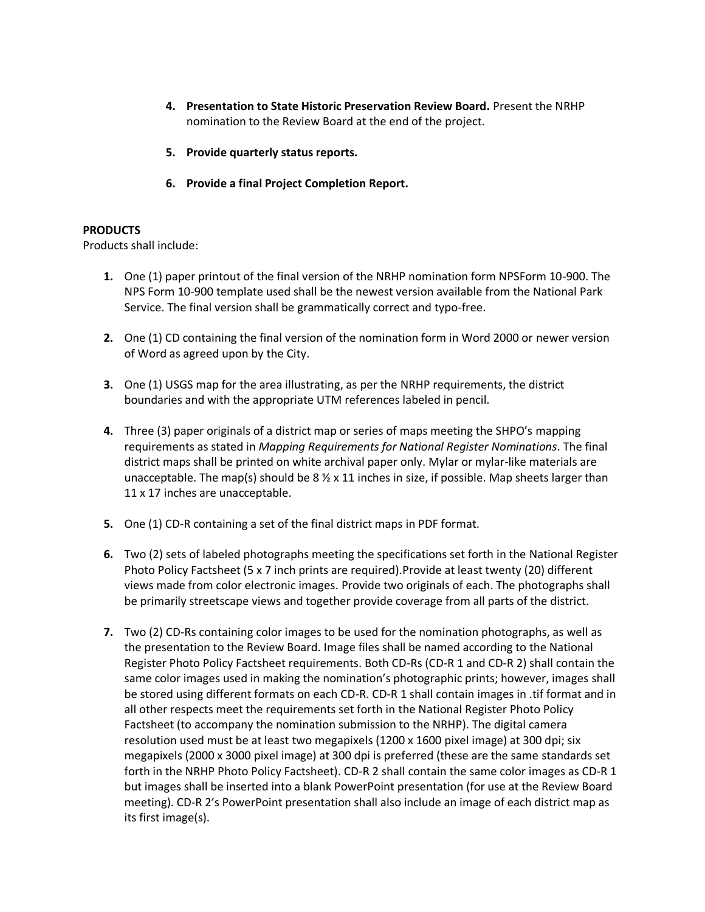4. **Presentation to State Historic Preservation Review Board.** Present the NRHP nomination to the Review Board at the end of the project.

5. **Provide quarterly status reports.**

6. **Provide a final Project Completion Report.**

**PRODUCTS**

Products shall include:

1. One (1) paper printout of the final version of the NRHP nomination form NPSForm 10-900. The NPS Form 10-900 template used shall be the newest version available from the National Park Service. The final version shall be grammatically correct and typo-free.

2. One (1) CD containing the final version of the nomination form in Word 2000 or newer version of Word as agreed upon by the City.

3. One (1) USGS map for the area illustrating, as per the NRHP requirements, the district boundaries and with the appropriate UTM references labeled in pencil.

4. Three (3) paper originals of a district map or series of maps meeting the SHPO's mapping requirements as stated in *Mapping Requirements for National Register Nominations*. The final district maps shall be printed on white archival paper only. Mylar or mylar-like materials are unacceptable. The map(s) should be 8 ½ x 11 inches in size, if possible. Map sheets larger than 11 x 17 inches are unacceptable.

5. One (1) CD-R containing a set of the final district maps in PDF format.

6. Two (2) sets of labeled photographs meeting the specifications set forth in the National Register Photo Policy Factsheet (5 x 7 inch prints are required).Provide at least twenty (20) different views made from color electronic images. Provide two originals of each. The photographs shall be primarily streetscape views and together provide coverage from all parts of the district.

7. Two (2) CD-Rs containing color images to be used for the nomination photographs, as well as the presentation to the Review Board. Image files shall be named according to the National Register Photo Policy Factsheet requirements. Both CD-Rs (CD-R 1 and CD-R 2) shall contain the same color images used in making the nomination's photographic prints; however, images shall be stored using different formats on each CD-R. CD-R 1 shall contain images in .tif format and in all other respects meet the requirements set forth in the National Register Photo Policy Factsheet (to accompany the nomination submission to the NRHP). The digital camera resolution used must be at least two megapixels (1200 x 1600 pixel image) at 300 dpi; six megapixels (2000 x 3000 pixel image) at 300 dpi is preferred (these are the same standards set forth in the NRHP Photo Policy Factsheet). CD-R 2 shall contain the same color images as CD-R 1 but images shall be inserted into a blank PowerPoint presentation (for use at the Review Board meeting). CD-R 2's PowerPoint presentation shall also include an image of each district map as its first image(s).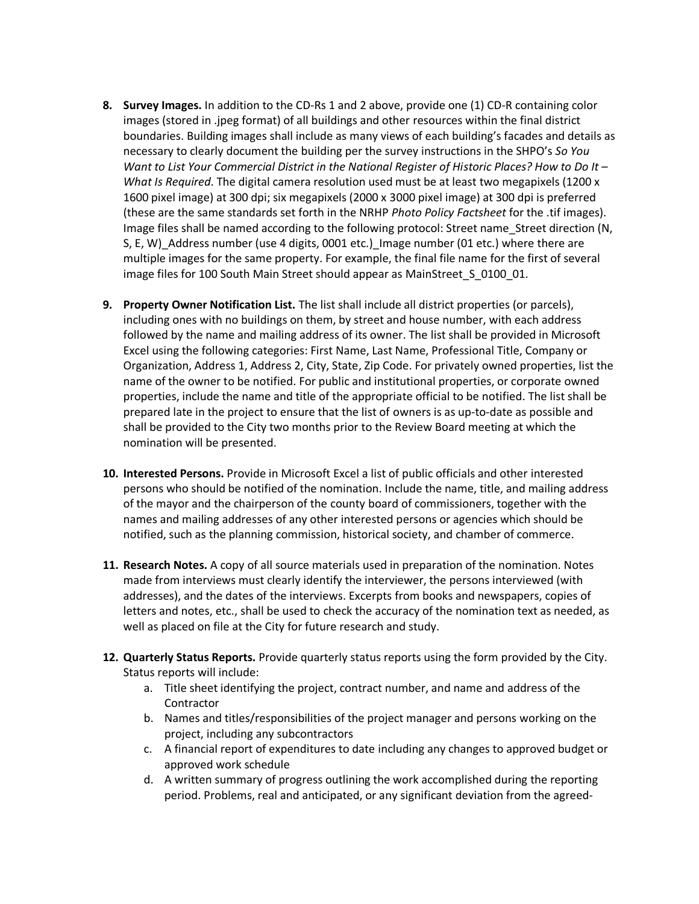8. **Survey Images.** In addition to the CD-Rs 1 and 2 above, provide one (1) CD-R containing color images (stored in .jpeg format) of all buildings and other resources within the final district boundaries. Building images shall include as many views of each building's facades and details as necessary to clearly document the building per the survey instructions in the SHPO's *So You Want to List Your Commercial District in the National Register of Historic Places? How to Do It – What Is Required*. The digital camera resolution used must be at least two megapixels (1200 x 1600 pixel image) at 300 dpi; six megapixels (2000 x 3000 pixel image) at 300 dpi is preferred (these are the same standards set forth in the NRHP *Photo Policy Factsheet* for the .tif images). Image files shall be named according to the following protocol: Street name_Street direction (N, S, E, W)_Address number (use 4 digits, 0001 etc.)_Image number (01 etc.) where there are multiple images for the same property. For example, the final file name for the first of several image files for 100 South Main Street should appear as MainStreet_S_0100_01.

9. **Property Owner Notification List.** The list shall include all district properties (or parcels), including ones with no buildings on them, by street and house number, with each address followed by the name and mailing address of its owner. The list shall be provided in Microsoft Excel using the following categories: First Name, Last Name, Professional Title, Company or Organization, Address 1, Address 2, City, State, Zip Code. For privately owned properties, list the name of the owner to be notified. For public and institutional properties, or corporate owned properties, include the name and title of the appropriate official to be notified. The list shall be prepared late in the project to ensure that the list of owners is as up-to-date as possible and shall be provided to the City two months prior to the Review Board meeting at which the nomination will be presented.

10. **Interested Persons.** Provide in Microsoft Excel a list of public officials and other interested persons who should be notified of the nomination. Include the name, title, and mailing address of the mayor and the chairperson of the county board of commissioners, together with the names and mailing addresses of any other interested persons or agencies which should be notified, such as the planning commission, historical society, and chamber of commerce.

11. **Research Notes.** A copy of all source materials used in preparation of the nomination. Notes made from interviews must clearly identify the interviewer, the persons interviewed (with addresses), and the dates of the interviews. Excerpts from books and newspapers, copies of letters and notes, etc., shall be used to check the accuracy of the nomination text as needed, as well as placed on file at the City for future research and study.

12. **Quarterly Status Reports.** Provide quarterly status reports using the form provided by the City. Status reports will include:
    a. Title sheet identifying the project, contract number, and name and address of the Contractor
    b. Names and titles/responsibilities of the project manager and persons working on the project, including any subcontractors
    c. A financial report of expenditures to date including any changes to approved budget or approved work schedule
    d. A written summary of progress outlining the work accomplished during the reporting period. Problems, real and anticipated, or any significant deviation from the agreed-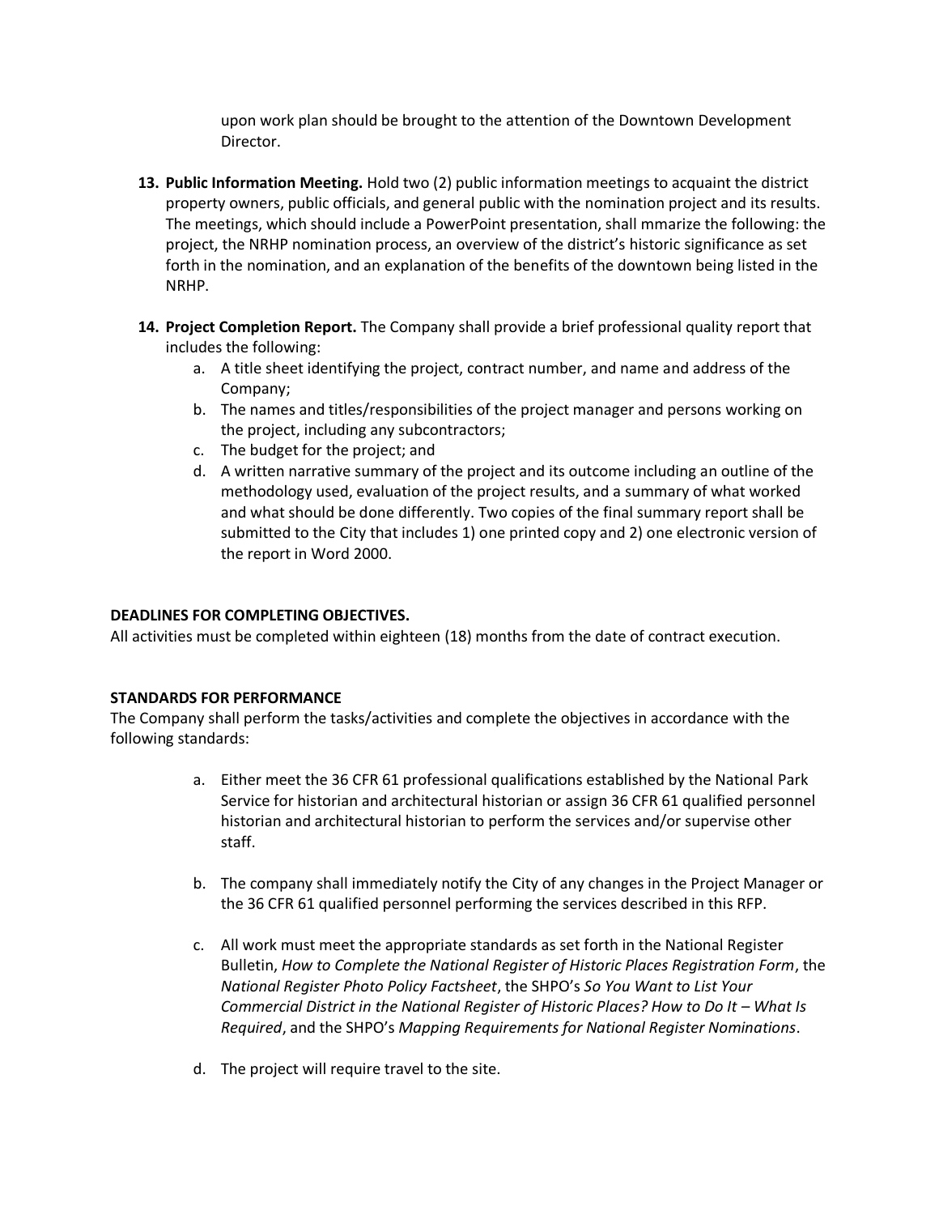upon work plan should be brought to the attention of the Downtown Development Director.

13. **Public Information Meeting.** Hold two (2) public information meetings to acquaint the district property owners, public officials, and general public with the nomination project and its results. The meetings, which should include a PowerPoint presentation, shall mmarize the following: the project, the NRHP nomination process, an overview of the district's historic significance as set forth in the nomination, and an explanation of the benefits of the downtown being listed in the NRHP.

14. **Project Completion Report.** The Company shall provide a brief professional quality report that includes the following:
    a. A title sheet identifying the project, contract number, and name and address of the Company;
    b. The names and titles/responsibilities of the project manager and persons working on the project, including any subcontractors;
    c. The budget for the project; and
    d. A written narrative summary of the project and its outcome including an outline of the methodology used, evaluation of the project results, and a summary of what worked and what should be done differently. Two copies of the final summary report shall be submitted to the City that includes 1) one printed copy and 2) one electronic version of the report in Word 2000.

**DEADLINES FOR COMPLETING OBJECTIVES.**
All activities must be completed within eighteen (18) months from the date of contract execution.

**STANDARDS FOR PERFORMANCE**
The Company shall perform the tasks/activities and complete the objectives in accordance with the following standards:

a. Either meet the 36 CFR 61 professional qualifications established by the National Park Service for historian and architectural historian or assign 36 CFR 61 qualified personnel historian and architectural historian to perform the services and/or supervise other staff.

b. The company shall immediately notify the City of any changes in the Project Manager or the 36 CFR 61 qualified personnel performing the services described in this RFP.

c. All work must meet the appropriate standards as set forth in the National Register Bulletin, *How to Complete the National Register of Historic Places Registration Form*, the *National Register Photo Policy Factsheet*, the SHPO's *So You Want to List Your Commercial District in the National Register of Historic Places? How to Do It – What Is Required*, and the SHPO's *Mapping Requirements for National Register Nominations*.

d. The project will require travel to the site.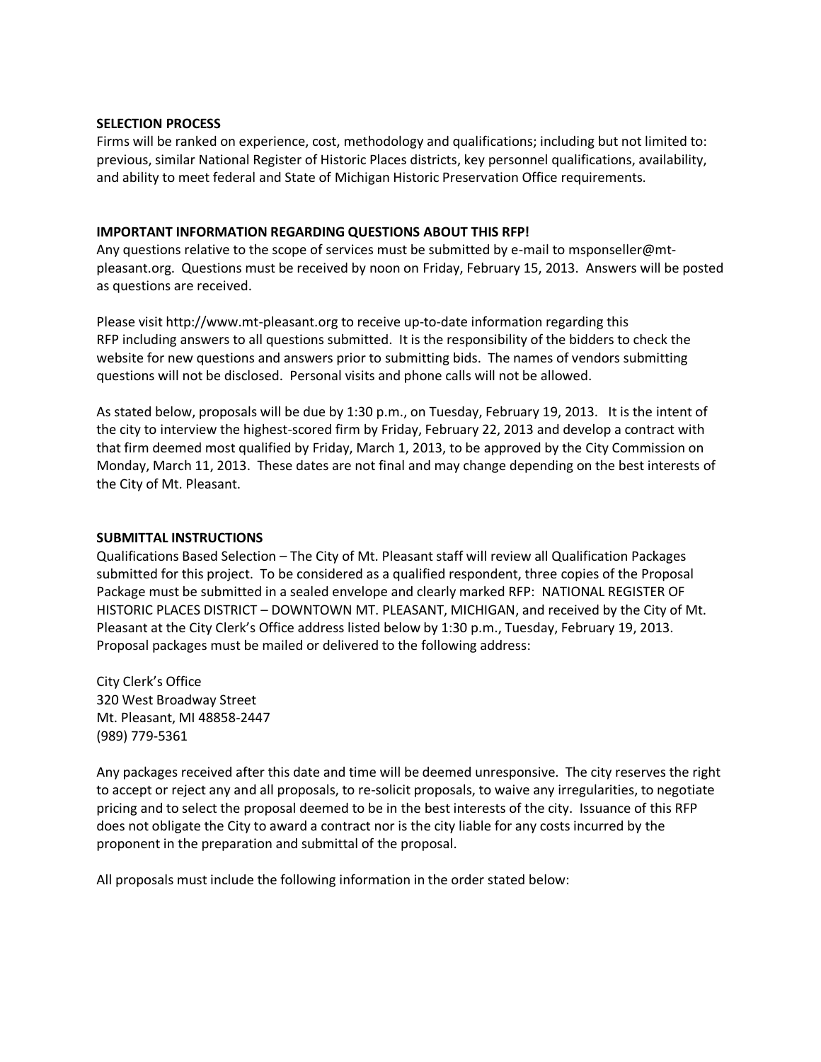**SELECTION PROCESS**

Firms will be ranked on experience, cost, methodology and qualifications; including but not limited to: previous, similar National Register of Historic Places districts, key personnel qualifications, availability, and ability to meet federal and State of Michigan Historic Preservation Office requirements.

**IMPORTANT INFORMATION REGARDING QUESTIONS ABOUT THIS RFP!**

Any questions relative to the scope of services must be submitted by e-mail to msponseller@mt-pleasant.org. Questions must be received by noon on Friday, February 15, 2013. Answers will be posted as questions are received.

Please visit http://www.mt-pleasant.org to receive up-to-date information regarding this RFP including answers to all questions submitted. It is the responsibility of the bidders to check the website for new questions and answers prior to submitting bids. The names of vendors submitting questions will not be disclosed. Personal visits and phone calls will not be allowed.

As stated below, proposals will be due by 1:30 p.m., on Tuesday, February 19, 2013. It is the intent of the city to interview the highest-scored firm by Friday, February 22, 2013 and develop a contract with that firm deemed most qualified by Friday, March 1, 2013, to be approved by the City Commission on Monday, March 11, 2013. These dates are not final and may change depending on the best interests of the City of Mt. Pleasant.

**SUBMITTAL INSTRUCTIONS**

Qualifications Based Selection – The City of Mt. Pleasant staff will review all Qualification Packages submitted for this project. To be considered as a qualified respondent, three copies of the Proposal Package must be submitted in a sealed envelope and clearly marked RFP: NATIONAL REGISTER OF HISTORIC PLACES DISTRICT – DOWNTOWN MT. PLEASANT, MICHIGAN, and received by the City of Mt. Pleasant at the City Clerk's Office address listed below by 1:30 p.m., Tuesday, February 19, 2013. Proposal packages must be mailed or delivered to the following address:

City Clerk's Office
320 West Broadway Street
Mt. Pleasant, MI 48858-2447
(989) 779-5361

Any packages received after this date and time will be deemed unresponsive. The city reserves the right to accept or reject any and all proposals, to re-solicit proposals, to waive any irregularities, to negotiate pricing and to select the proposal deemed to be in the best interests of the city. Issuance of this RFP does not obligate the City to award a contract nor is the city liable for any costs incurred by the proponent in the preparation and submittal of the proposal.

All proposals must include the following information in the order stated below: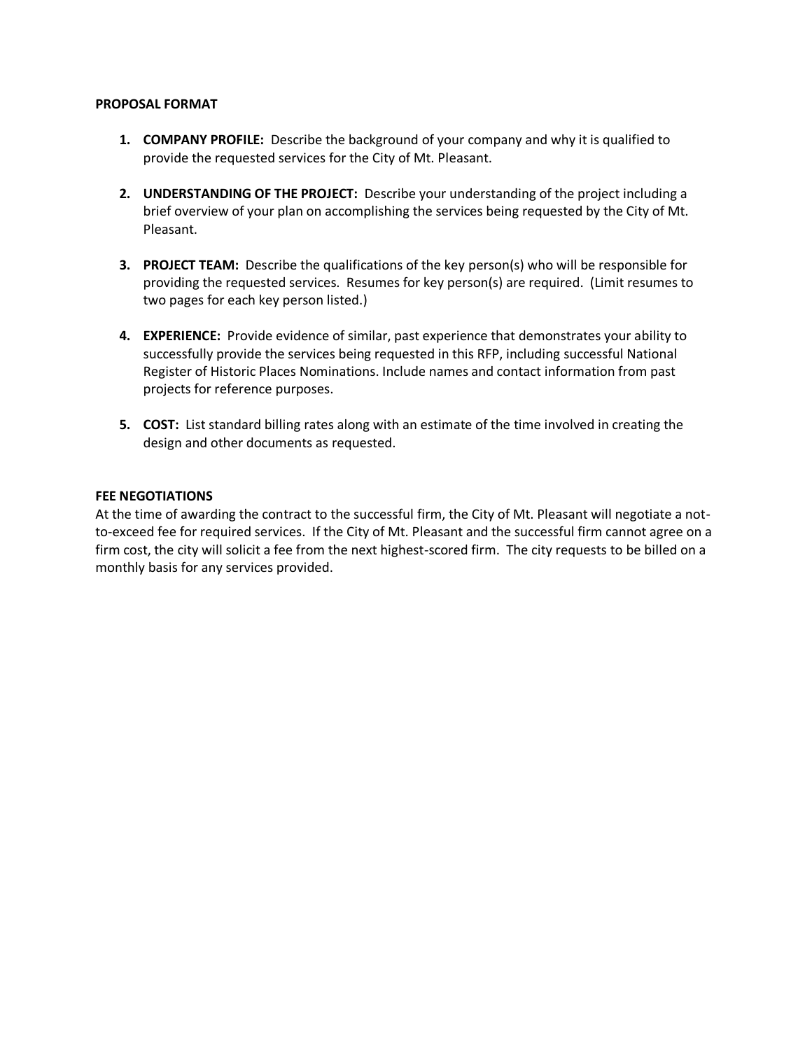**PROPOSAL FORMAT**

1. **COMPANY PROFILE:** Describe the background of your company and why it is qualified to provide the requested services for the City of Mt. Pleasant.

2. **UNDERSTANDING OF THE PROJECT:** Describe your understanding of the project including a brief overview of your plan on accomplishing the services being requested by the City of Mt. Pleasant.

3. **PROJECT TEAM:** Describe the qualifications of the key person(s) who will be responsible for providing the requested services. Resumes for key person(s) are required. (Limit resumes to two pages for each key person listed.)

4. **EXPERIENCE:** Provide evidence of similar, past experience that demonstrates your ability to successfully provide the services being requested in this RFP, including successful National Register of Historic Places Nominations. Include names and contact information from past projects for reference purposes.

5. **COST:** List standard billing rates along with an estimate of the time involved in creating the design and other documents as requested.

**FEE NEGOTIATIONS**

At the time of awarding the contract to the successful firm, the City of Mt. Pleasant will negotiate a not-to-exceed fee for required services. If the City of Mt. Pleasant and the successful firm cannot agree on a firm cost, the city will solicit a fee from the next highest-scored firm. The city requests to be billed on a monthly basis for any services provided.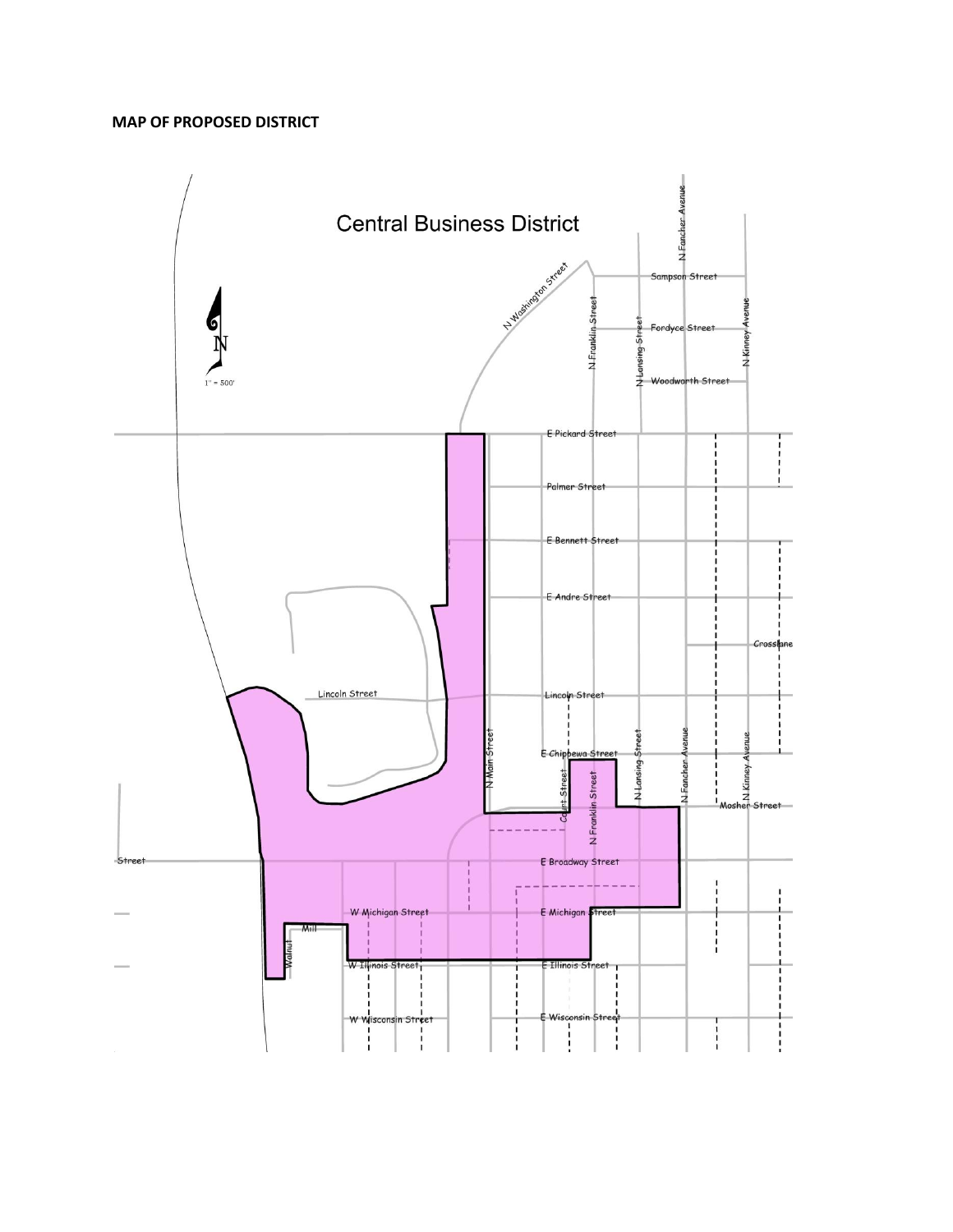**MAP OF PROPOSED DISTRICT**

Central Business District

N

1" = 500'

N Washington Street

N Fancher Avenue

Sampson Street

N Franklin Street

N Lansing Street

Fordyce Street

N Kinney Avenue

Woodworth Street

E Pickard Street

Palmer Street

E Bennett Street

E Andre Street

Crosslane

Lincoln Street

Lincoln Street

N Main Street

E Chippewa Street

Court Street

N Franklin Street

N Lansing Street

N Fancher Avenue

N Kinney Avenue

Mosher Street

Street

E Broadway Street

W Michigan Street

E Michigan Street

Mill

Walnut

W Illinois Street

E Illinois Street

W Wisconsin Street

E Wisconsin Street